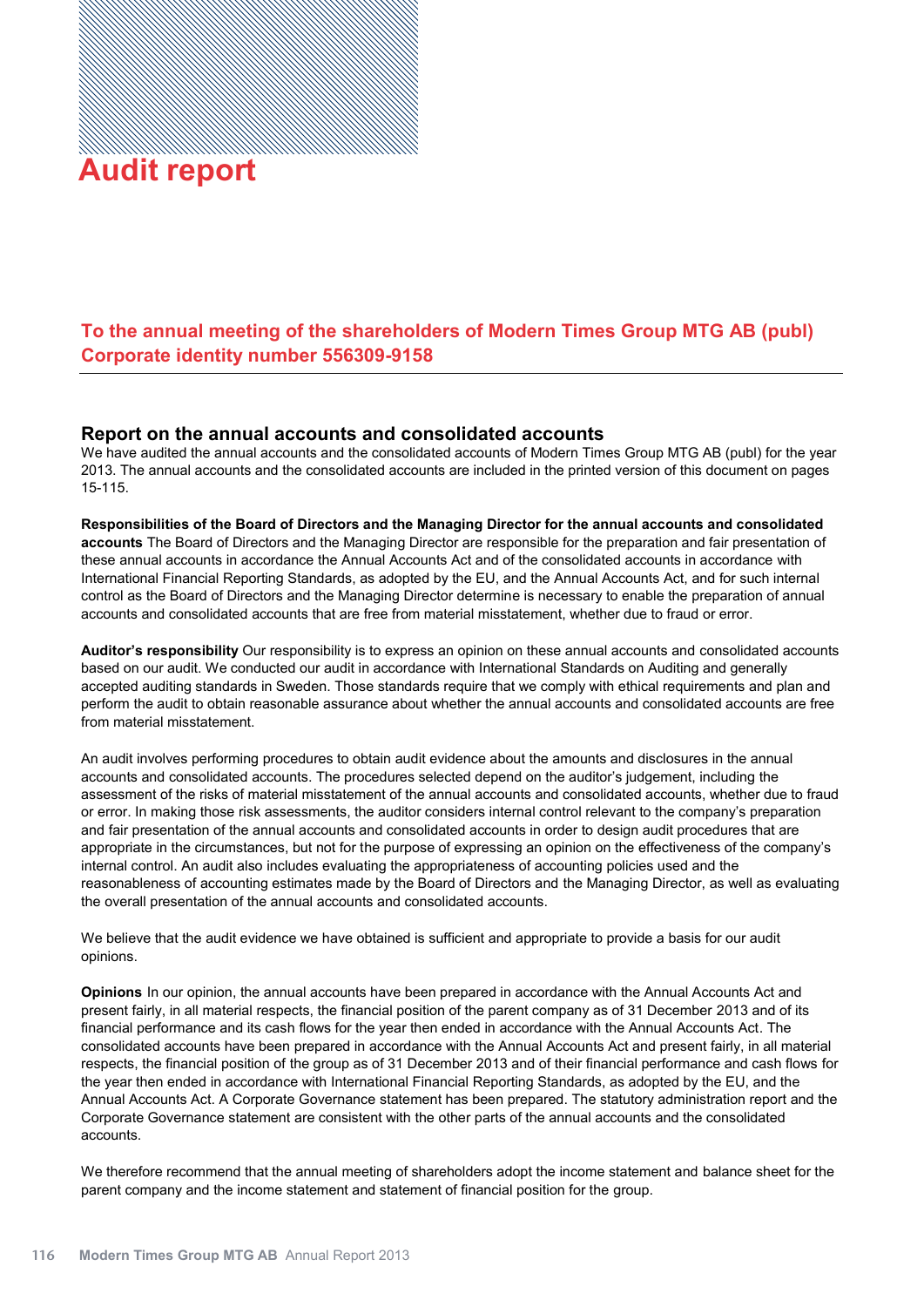# Audit report

## To the annual meeting of the shareholders of Modern Times Group MTG AB (publ) Corporate identity number 556309-9158

### Report on the annual accounts and consolidated accounts

We have audited the annual accounts and the consolidated accounts of Modern Times Group MTG AB (publ) for the year 2013. The annual accounts and the consolidated accounts are included in the printed version of this document on pages 15-115.

**Responsibilities of the Board of Directors and the Managing Director for the annual accounts and consolidated accounts** The Board of Directors and the Managing Director are responsible for the preparation and fair presentation of these annual accounts in accordance the Annual Accounts Act and of the consolidated accounts in accordance with International Financial Reporting Standards, as adopted by the EU, and the Annual Accounts Act, and for such internal control as the Board of Directors and the Managing Director determine is necessary to enable the preparation of annual accounts and consolidated accounts that are free from material misstatement, whether due to fraud or error.

**Auditor's responsibility** Our responsibility is to express an opinion on these annual accounts and consolidated accounts based on our audit. We conducted our audit in accordance with International Standards on Auditing and generally accepted auditing standards in Sweden. Those standards require that we comply with ethical requirements and plan and perform the audit to obtain reasonable assurance about whether the annual accounts and consolidated accounts are free from material misstatement.

An audit involves performing procedures to obtain audit evidence about the amounts and disclosures in the annual accounts and consolidated accounts. The procedures selected depend on the auditor's judgement, including the assessment of the risks of material misstatement of the annual accounts and consolidated accounts, whether due to fraud or error. In making those risk assessments, the auditor considers internal control relevant to the company's preparation and fair presentation of the annual accounts and consolidated accounts in order to design audit procedures that are appropriate in the circumstances, but not for the purpose of expressing an opinion on the effectiveness of the company's internal control. An audit also includes evaluating the appropriateness of accounting policies used and the reasonableness of accounting estimates made by the Board of Directors and the Managing Director, as well as evaluating the overall presentation of the annual accounts and consolidated accounts.

We believe that the audit evidence we have obtained is sufficient and appropriate to provide a basis for our audit opinions.

**Opinions** In our opinion, the annual accounts have been prepared in accordance with the Annual Accounts Act and present fairly, in all material respects, the financial position of the parent company as of 31 December 2013 and of its financial performance and its cash flows for the year then ended in accordance with the Annual Accounts Act. The consolidated accounts have been prepared in accordance with the Annual Accounts Act and present fairly, in all material respects, the financial position of the group as of 31 December 2013 and of their financial performance and cash flows for the year then ended in accordance with International Financial Reporting Standards, as adopted by the EU, and the Annual Accounts Act. A Corporate Governance statement has been prepared. The statutory administration report and the Corporate Governance statement are consistent with the other parts of the annual accounts and the consolidated accounts.

We therefore recommend that the annual meeting of shareholders adopt the income statement and balance sheet for the parent company and the income statement and statement of financial position for the group.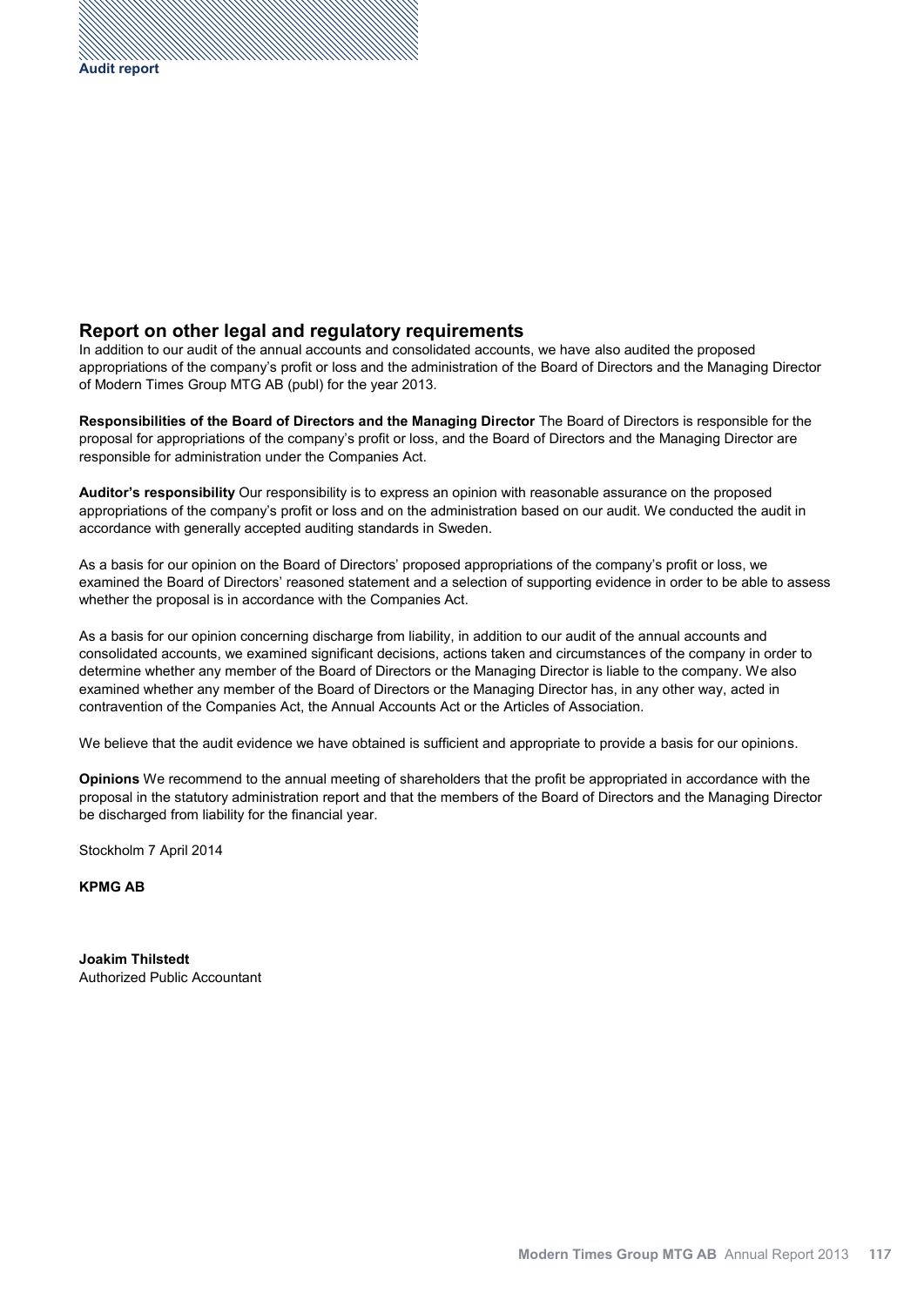## Report on other legal and regulatory requirements

In addition to our audit of the annual accounts and consolidated accounts, we have also audited the proposed appropriations of the company's profit or loss and the administration of the Board of Directors and the Managing Director of Modern Times Group MTG AB (publ) for the year 2013.

**Responsibilities of the Board of Directors and the Managing Director** The Board of Directors is responsible for the proposal for appropriations of the company's profit or loss, and the Board of Directors and the Managing Director are responsible for administration under the Companies Act.

**Auditor's responsibility** Our responsibility is to express an opinion with reasonable assurance on the proposed appropriations of the company's profit or loss and on the administration based on our audit. We conducted the audit in accordance with generally accepted auditing standards in Sweden.

As a basis for our opinion on the Board of Directors' proposed appropriations of the company's profit or loss, we examined the Board of Directors' reasoned statement and a selection of supporting evidence in order to be able to assess whether the proposal is in accordance with the Companies Act.

As a basis for our opinion concerning discharge from liability, in addition to our audit of the annual accounts and consolidated accounts, we examined significant decisions, actions taken and circumstances of the company in order to determine whether any member of the Board of Directors or the Managing Director is liable to the company. We also examined whether any member of the Board of Directors or the Managing Director has, in any other way, acted in contravention of the Companies Act, the Annual Accounts Act or the Articles of Association.

We believe that the audit evidence we have obtained is sufficient and appropriate to provide a basis for our opinions.

**Opinions** We recommend to the annual meeting of shareholders that the profit be appropriated in accordance with the proposal in the statutory administration report and that the members of the Board of Directors and the Managing Director be discharged from liability for the financial year.

Stockholm 7 April 2014

**KPMG AB**

**Joakim Thilstedt**
Authorized Public Accountant